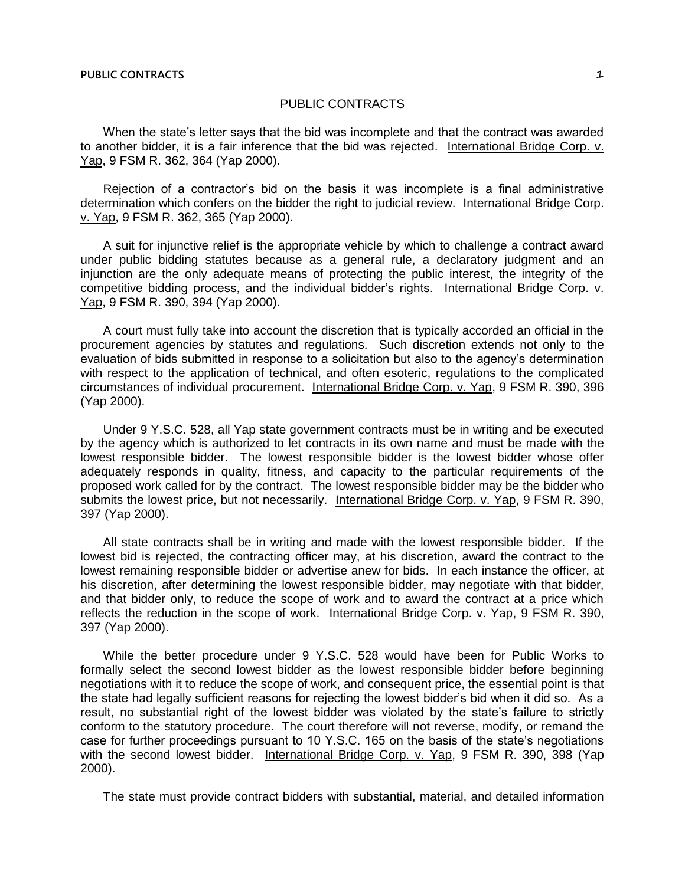# PUBLIC CONTRACTS

When the state's letter says that the bid was incomplete and that the contract was awarded to another bidder, it is a fair inference that the bid was rejected. International Bridge Corp. v. Yap, 9 FSM R. 362, 364 (Yap 2000).

Rejection of a contractor's bid on the basis it was incomplete is a final administrative determination which confers on the bidder the right to judicial review. International Bridge Corp. v. Yap, 9 FSM R. 362, 365 (Yap 2000).

A suit for injunctive relief is the appropriate vehicle by which to challenge a contract award under public bidding statutes because as a general rule, a declaratory judgment and an injunction are the only adequate means of protecting the public interest, the integrity of the competitive bidding process, and the individual bidder's rights. International Bridge Corp. v. Yap, 9 FSM R. 390, 394 (Yap 2000).

A court must fully take into account the discretion that is typically accorded an official in the procurement agencies by statutes and regulations. Such discretion extends not only to the evaluation of bids submitted in response to a solicitation but also to the agency's determination with respect to the application of technical, and often esoteric, regulations to the complicated circumstances of individual procurement. International Bridge Corp. v. Yap, 9 FSM R. 390, 396 (Yap 2000).

Under 9 Y.S.C. 528, all Yap state government contracts must be in writing and be executed by the agency which is authorized to let contracts in its own name and must be made with the lowest responsible bidder. The lowest responsible bidder is the lowest bidder whose offer adequately responds in quality, fitness, and capacity to the particular requirements of the proposed work called for by the contract. The lowest responsible bidder may be the bidder who submits the lowest price, but not necessarily. International Bridge Corp. v. Yap, 9 FSM R. 390, 397 (Yap 2000).

All state contracts shall be in writing and made with the lowest responsible bidder. If the lowest bid is rejected, the contracting officer may, at his discretion, award the contract to the lowest remaining responsible bidder or advertise anew for bids. In each instance the officer, at his discretion, after determining the lowest responsible bidder, may negotiate with that bidder, and that bidder only, to reduce the scope of work and to award the contract at a price which reflects the reduction in the scope of work. International Bridge Corp. v. Yap, 9 FSM R. 390, 397 (Yap 2000).

While the better procedure under 9 Y.S.C. 528 would have been for Public Works to formally select the second lowest bidder as the lowest responsible bidder before beginning negotiations with it to reduce the scope of work, and consequent price, the essential point is that the state had legally sufficient reasons for rejecting the lowest bidder's bid when it did so. As a result, no substantial right of the lowest bidder was violated by the state's failure to strictly conform to the statutory procedure. The court therefore will not reverse, modify, or remand the case for further proceedings pursuant to 10 Y.S.C. 165 on the basis of the state's negotiations with the second lowest bidder. International Bridge Corp. v. Yap, 9 FSM R. 390, 398 (Yap 2000).

The state must provide contract bidders with substantial, material, and detailed information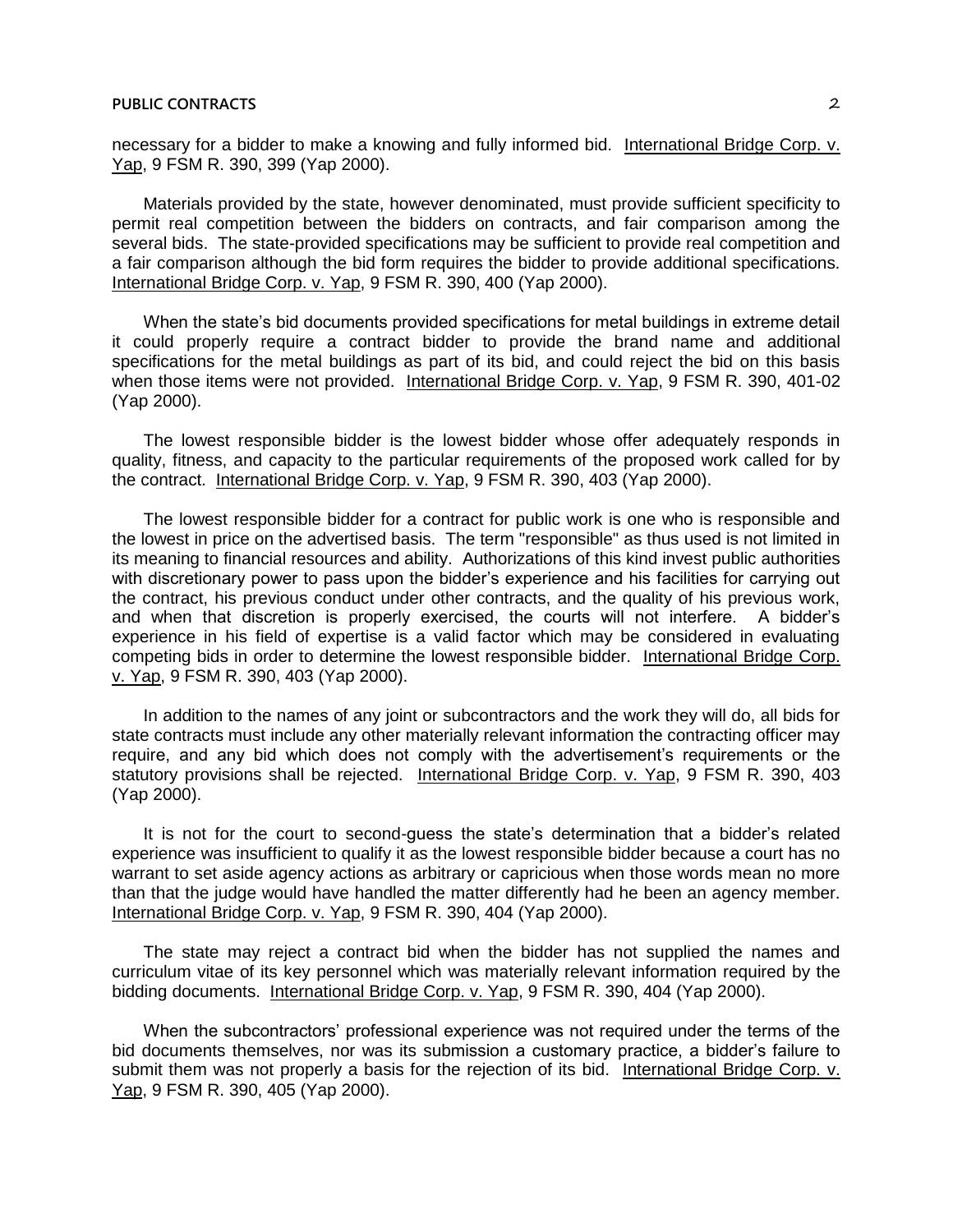necessary for a bidder to make a knowing and fully informed bid. International Bridge Corp. v. Yap, 9 FSM R. 390, 399 (Yap 2000).

Materials provided by the state, however denominated, must provide sufficient specificity to permit real competition between the bidders on contracts, and fair comparison among the several bids. The state-provided specifications may be sufficient to provide real competition and a fair comparison although the bid form requires the bidder to provide additional specifications. International Bridge Corp. v. Yap, 9 FSM R. 390, 400 (Yap 2000).

When the state's bid documents provided specifications for metal buildings in extreme detail it could properly require a contract bidder to provide the brand name and additional specifications for the metal buildings as part of its bid, and could reject the bid on this basis when those items were not provided. International Bridge Corp. v. Yap, 9 FSM R. 390, 401-02 (Yap 2000).

The lowest responsible bidder is the lowest bidder whose offer adequately responds in quality, fitness, and capacity to the particular requirements of the proposed work called for by the contract. International Bridge Corp. v. Yap, 9 FSM R. 390, 403 (Yap 2000).

The lowest responsible bidder for a contract for public work is one who is responsible and the lowest in price on the advertised basis. The term "responsible" as thus used is not limited in its meaning to financial resources and ability. Authorizations of this kind invest public authorities with discretionary power to pass upon the bidder's experience and his facilities for carrying out the contract, his previous conduct under other contracts, and the quality of his previous work, and when that discretion is properly exercised, the courts will not interfere. A bidder's experience in his field of expertise is a valid factor which may be considered in evaluating competing bids in order to determine the lowest responsible bidder. International Bridge Corp. v. Yap, 9 FSM R. 390, 403 (Yap 2000).

In addition to the names of any joint or subcontractors and the work they will do, all bids for state contracts must include any other materially relevant information the contracting officer may require, and any bid which does not comply with the advertisement's requirements or the statutory provisions shall be rejected. International Bridge Corp. v. Yap, 9 FSM R. 390, 403 (Yap 2000).

It is not for the court to second-guess the state's determination that a bidder's related experience was insufficient to qualify it as the lowest responsible bidder because a court has no warrant to set aside agency actions as arbitrary or capricious when those words mean no more than that the judge would have handled the matter differently had he been an agency member. International Bridge Corp. v. Yap, 9 FSM R. 390, 404 (Yap 2000).

The state may reject a contract bid when the bidder has not supplied the names and curriculum vitae of its key personnel which was materially relevant information required by the bidding documents. International Bridge Corp. v. Yap, 9 FSM R. 390, 404 (Yap 2000).

When the subcontractors' professional experience was not required under the terms of the bid documents themselves, nor was its submission a customary practice, a bidder's failure to submit them was not properly a basis for the rejection of its bid. International Bridge Corp. v. Yap, 9 FSM R. 390, 405 (Yap 2000).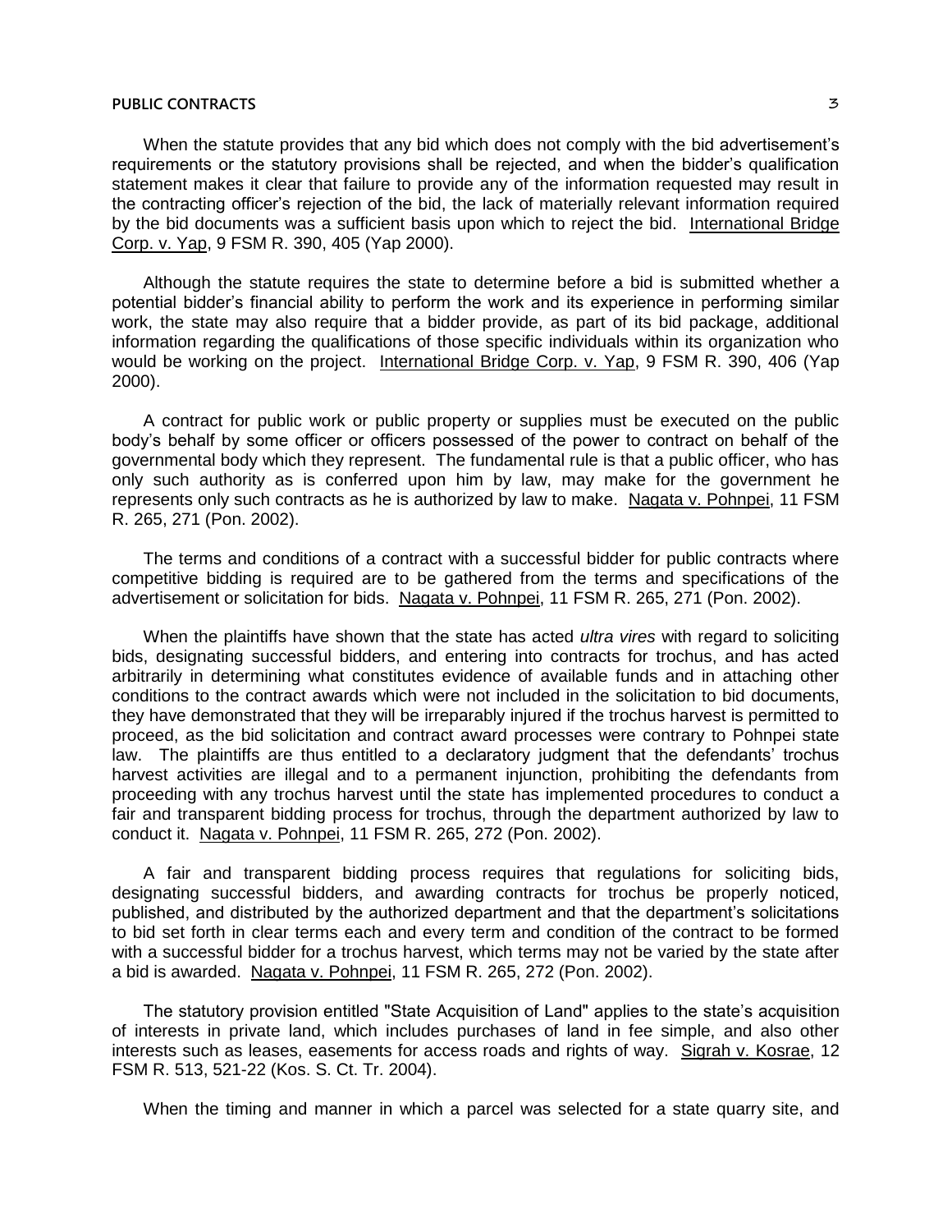When the statute provides that any bid which does not comply with the bid advertisement's requirements or the statutory provisions shall be rejected, and when the bidder's qualification statement makes it clear that failure to provide any of the information requested may result in the contracting officer's rejection of the bid, the lack of materially relevant information required by the bid documents was a sufficient basis upon which to reject the bid. International Bridge Corp. v. Yap, 9 FSM R. 390, 405 (Yap 2000).

Although the statute requires the state to determine before a bid is submitted whether a potential bidder's financial ability to perform the work and its experience in performing similar work, the state may also require that a bidder provide, as part of its bid package, additional information regarding the qualifications of those specific individuals within its organization who would be working on the project. International Bridge Corp. v. Yap, 9 FSM R. 390, 406 (Yap 2000).

A contract for public work or public property or supplies must be executed on the public body's behalf by some officer or officers possessed of the power to contract on behalf of the governmental body which they represent. The fundamental rule is that a public officer, who has only such authority as is conferred upon him by law, may make for the government he represents only such contracts as he is authorized by law to make. Nagata v. Pohnpei, 11 FSM R. 265, 271 (Pon. 2002).

The terms and conditions of a contract with a successful bidder for public contracts where competitive bidding is required are to be gathered from the terms and specifications of the advertisement or solicitation for bids. Nagata v. Pohnpei, 11 FSM R. 265, 271 (Pon. 2002).

When the plaintiffs have shown that the state has acted *ultra vires* with regard to soliciting bids, designating successful bidders, and entering into contracts for trochus, and has acted arbitrarily in determining what constitutes evidence of available funds and in attaching other conditions to the contract awards which were not included in the solicitation to bid documents, they have demonstrated that they will be irreparably injured if the trochus harvest is permitted to proceed, as the bid solicitation and contract award processes were contrary to Pohnpei state law. The plaintiffs are thus entitled to a declaratory judgment that the defendants' trochus harvest activities are illegal and to a permanent injunction, prohibiting the defendants from proceeding with any trochus harvest until the state has implemented procedures to conduct a fair and transparent bidding process for trochus, through the department authorized by law to conduct it. Nagata v. Pohnpei, 11 FSM R. 265, 272 (Pon. 2002).

A fair and transparent bidding process requires that regulations for soliciting bids, designating successful bidders, and awarding contracts for trochus be properly noticed, published, and distributed by the authorized department and that the department's solicitations to bid set forth in clear terms each and every term and condition of the contract to be formed with a successful bidder for a trochus harvest, which terms may not be varied by the state after a bid is awarded. Nagata v. Pohnpei, 11 FSM R. 265, 272 (Pon. 2002).

The statutory provision entitled "State Acquisition of Land" applies to the state's acquisition of interests in private land, which includes purchases of land in fee simple, and also other interests such as leases, easements for access roads and rights of way. Sigrah v. Kosrae, 12 FSM R. 513, 521-22 (Kos. S. Ct. Tr. 2004).

When the timing and manner in which a parcel was selected for a state quarry site, and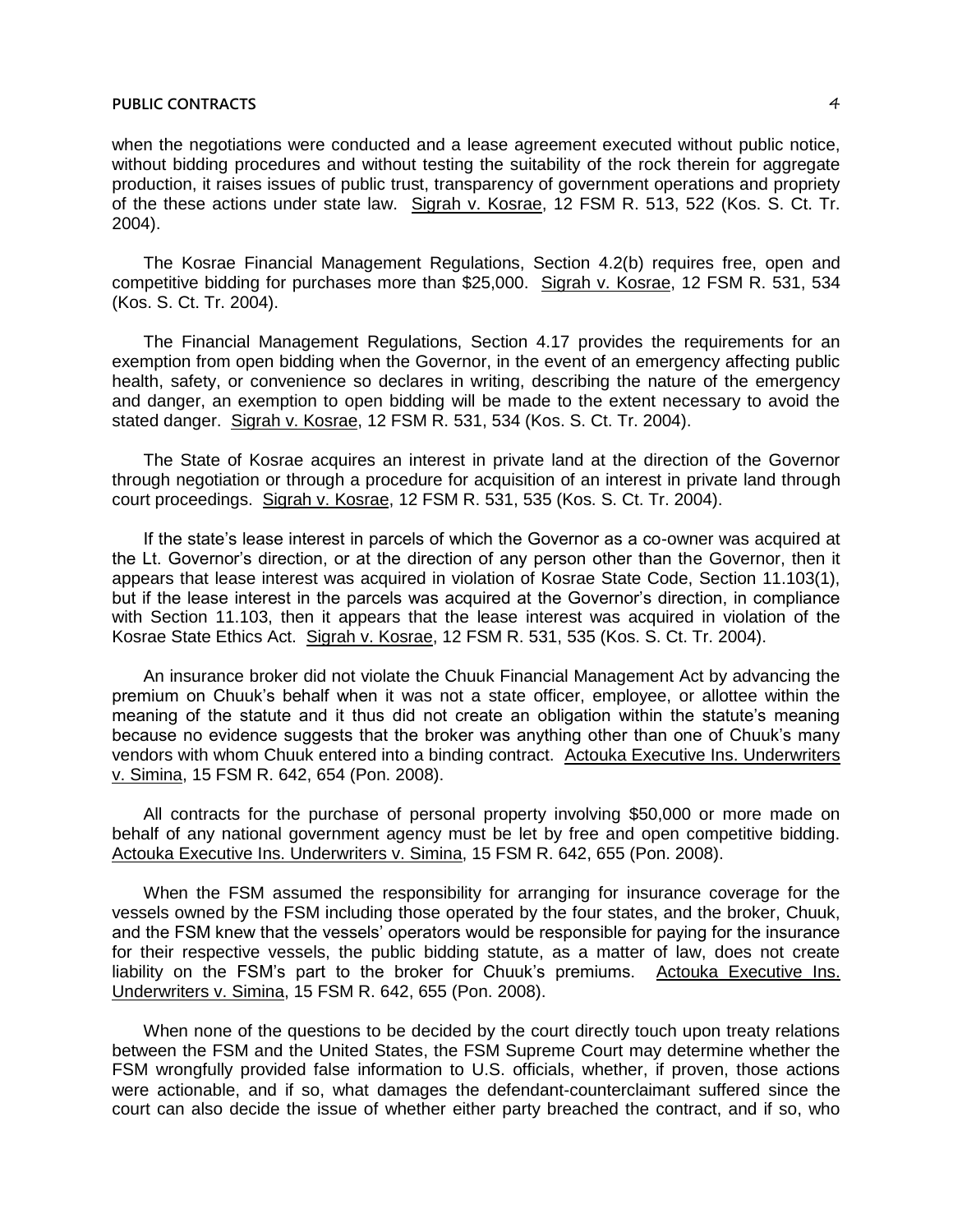when the negotiations were conducted and a lease agreement executed without public notice, without bidding procedures and without testing the suitability of the rock therein for aggregate production, it raises issues of public trust, transparency of government operations and propriety of the these actions under state law. Sigrah v. Kosrae, 12 FSM R. 513, 522 (Kos. S. Ct. Tr. 2004).

The Kosrae Financial Management Regulations, Section 4.2(b) requires free, open and competitive bidding for purchases more than $25,000. Sigrah v. Kosrae, 12 FSM R. 531, 534 (Kos. S. Ct. Tr. 2004).

The Financial Management Regulations, Section 4.17 provides the requirements for an exemption from open bidding when the Governor, in the event of an emergency affecting public health, safety, or convenience so declares in writing, describing the nature of the emergency and danger, an exemption to open bidding will be made to the extent necessary to avoid the stated danger. Sigrah v. Kosrae, 12 FSM R. 531, 534 (Kos. S. Ct. Tr. 2004).

The State of Kosrae acquires an interest in private land at the direction of the Governor through negotiation or through a procedure for acquisition of an interest in private land through court proceedings. Sigrah v. Kosrae, 12 FSM R. 531, 535 (Kos. S. Ct. Tr. 2004).

If the state's lease interest in parcels of which the Governor as a co-owner was acquired at the Lt. Governor's direction, or at the direction of any person other than the Governor, then it appears that lease interest was acquired in violation of Kosrae State Code, Section 11.103(1), but if the lease interest in the parcels was acquired at the Governor's direction, in compliance with Section 11.103, then it appears that the lease interest was acquired in violation of the Kosrae State Ethics Act. Sigrah v. Kosrae, 12 FSM R. 531, 535 (Kos. S. Ct. Tr. 2004).

An insurance broker did not violate the Chuuk Financial Management Act by advancing the premium on Chuuk's behalf when it was not a state officer, employee, or allottee within the meaning of the statute and it thus did not create an obligation within the statute's meaning because no evidence suggests that the broker was anything other than one of Chuuk's many vendors with whom Chuuk entered into a binding contract. Actouka Executive Ins. Underwriters v. Simina, 15 FSM R. 642, 654 (Pon. 2008).

All contracts for the purchase of personal property involving $50,000 or more made on behalf of any national government agency must be let by free and open competitive bidding. Actouka Executive Ins. Underwriters v. Simina, 15 FSM R. 642, 655 (Pon. 2008).

When the FSM assumed the responsibility for arranging for insurance coverage for the vessels owned by the FSM including those operated by the four states, and the broker, Chuuk, and the FSM knew that the vessels' operators would be responsible for paying for the insurance for their respective vessels, the public bidding statute, as a matter of law, does not create liability on the FSM's part to the broker for Chuuk's premiums. Actouka Executive Ins. Underwriters v. Simina, 15 FSM R. 642, 655 (Pon. 2008).

When none of the questions to be decided by the court directly touch upon treaty relations between the FSM and the United States, the FSM Supreme Court may determine whether the FSM wrongfully provided false information to U.S. officials, whether, if proven, those actions were actionable, and if so, what damages the defendant-counterclaimant suffered since the court can also decide the issue of whether either party breached the contract, and if so, who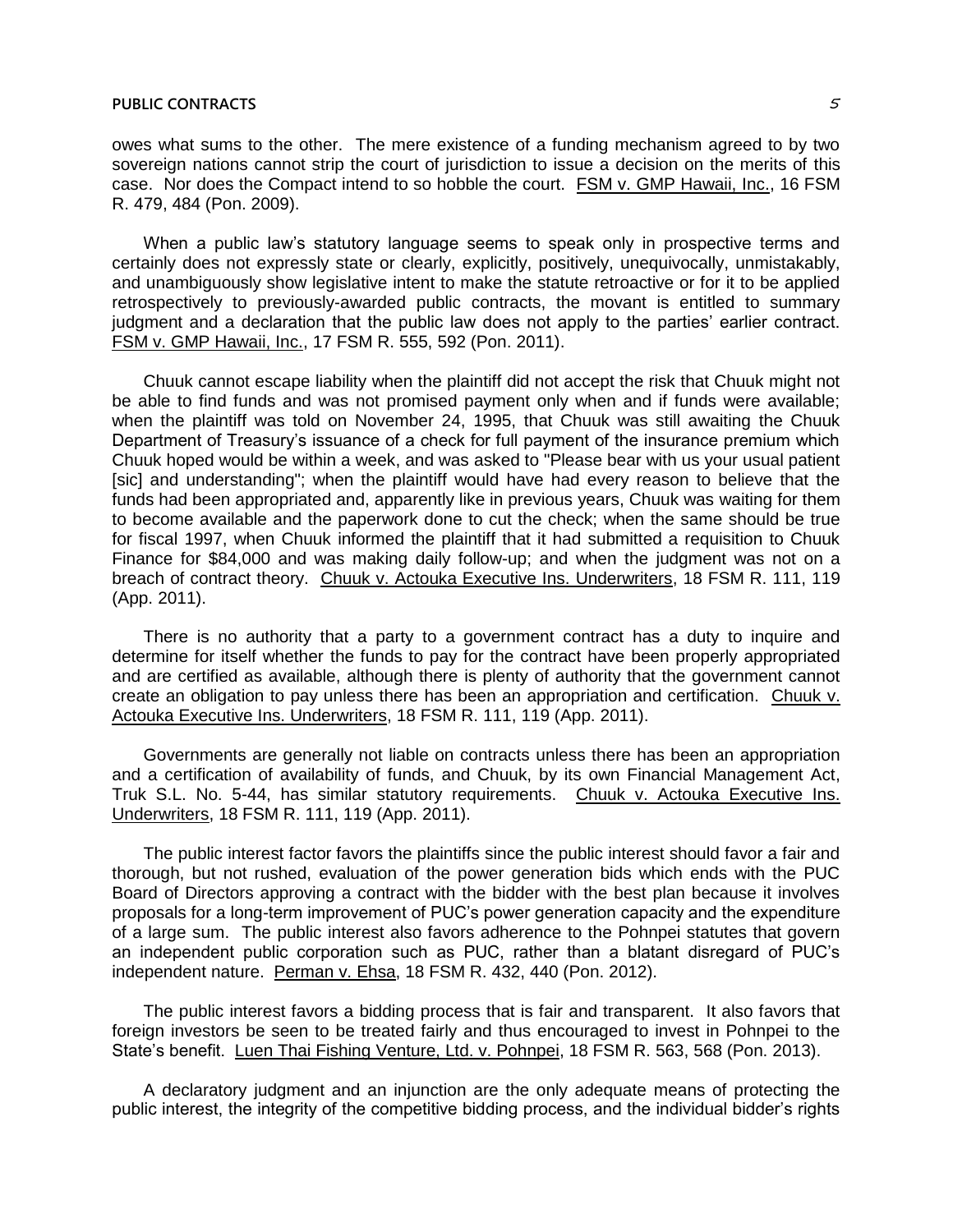owes what sums to the other. The mere existence of a funding mechanism agreed to by two sovereign nations cannot strip the court of jurisdiction to issue a decision on the merits of this case. Nor does the Compact intend to so hobble the court. FSM v. GMP Hawaii, Inc., 16 FSM R. 479, 484 (Pon. 2009).

When a public law's statutory language seems to speak only in prospective terms and certainly does not expressly state or clearly, explicitly, positively, unequivocally, unmistakably, and unambiguously show legislative intent to make the statute retroactive or for it to be applied retrospectively to previously-awarded public contracts, the movant is entitled to summary judgment and a declaration that the public law does not apply to the parties' earlier contract. FSM v. GMP Hawaii, Inc., 17 FSM R. 555, 592 (Pon. 2011).

Chuuk cannot escape liability when the plaintiff did not accept the risk that Chuuk might not be able to find funds and was not promised payment only when and if funds were available; when the plaintiff was told on November 24, 1995, that Chuuk was still awaiting the Chuuk Department of Treasury's issuance of a check for full payment of the insurance premium which Chuuk hoped would be within a week, and was asked to "Please bear with us your usual patient [sic] and understanding"; when the plaintiff would have had every reason to believe that the funds had been appropriated and, apparently like in previous years, Chuuk was waiting for them to become available and the paperwork done to cut the check; when the same should be true for fiscal 1997, when Chuuk informed the plaintiff that it had submitted a requisition to Chuuk Finance for $84,000 and was making daily follow-up; and when the judgment was not on a breach of contract theory. Chuuk v. Actouka Executive Ins. Underwriters, 18 FSM R. 111, 119 (App. 2011).

There is no authority that a party to a government contract has a duty to inquire and determine for itself whether the funds to pay for the contract have been properly appropriated and are certified as available, although there is plenty of authority that the government cannot create an obligation to pay unless there has been an appropriation and certification. Chuuk v. Actouka Executive Ins. Underwriters, 18 FSM R. 111, 119 (App. 2011).

Governments are generally not liable on contracts unless there has been an appropriation and a certification of availability of funds, and Chuuk, by its own Financial Management Act, Truk S.L. No. 5-44, has similar statutory requirements. Chuuk v. Actouka Executive Ins. Underwriters, 18 FSM R. 111, 119 (App. 2011).

The public interest factor favors the plaintiffs since the public interest should favor a fair and thorough, but not rushed, evaluation of the power generation bids which ends with the PUC Board of Directors approving a contract with the bidder with the best plan because it involves proposals for a long-term improvement of PUC's power generation capacity and the expenditure of a large sum. The public interest also favors adherence to the Pohnpei statutes that govern an independent public corporation such as PUC, rather than a blatant disregard of PUC's independent nature. Perman v. Ehsa, 18 FSM R. 432, 440 (Pon. 2012).

The public interest favors a bidding process that is fair and transparent. It also favors that foreign investors be seen to be treated fairly and thus encouraged to invest in Pohnpei to the State's benefit. Luen Thai Fishing Venture, Ltd. v. Pohnpei, 18 FSM R. 563, 568 (Pon. 2013).

A declaratory judgment and an injunction are the only adequate means of protecting the public interest, the integrity of the competitive bidding process, and the individual bidder's rights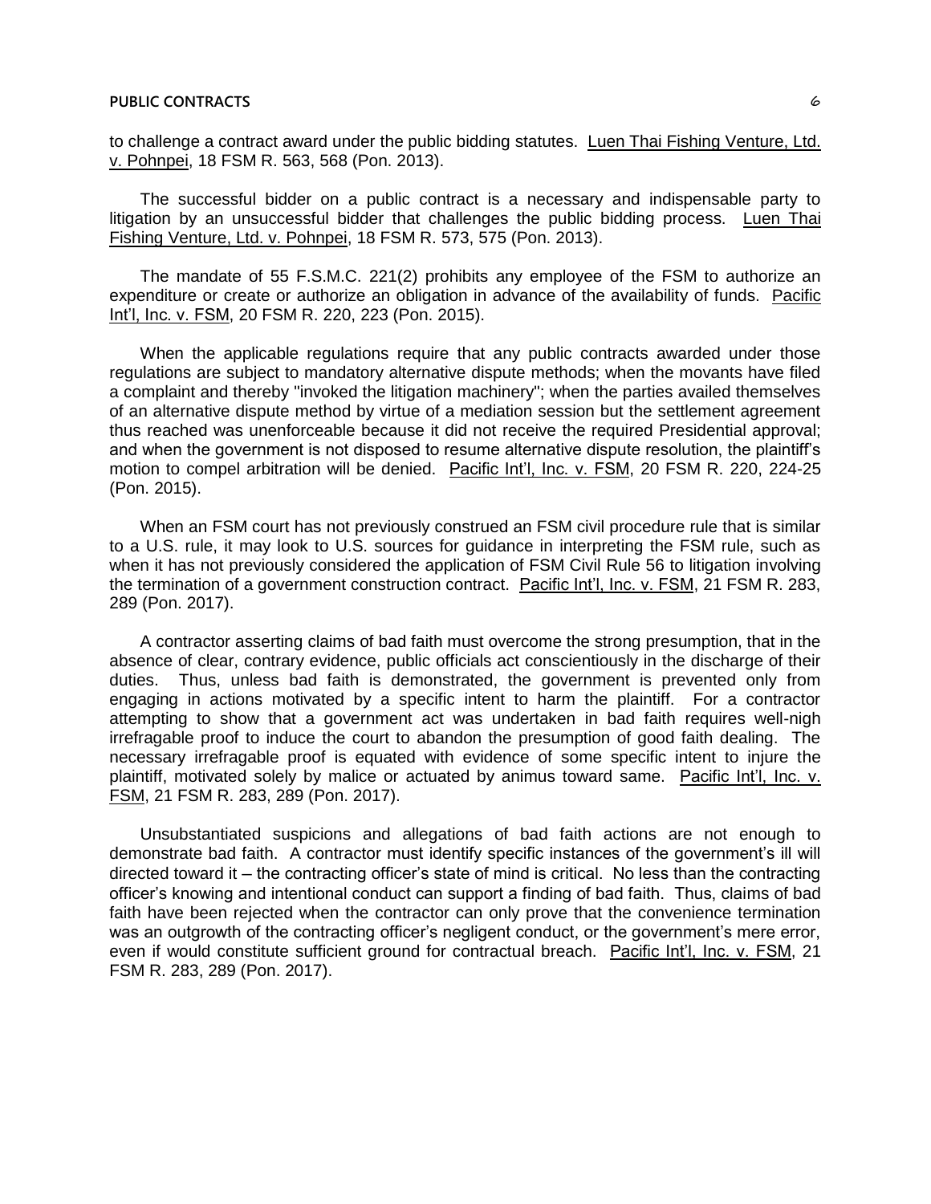to challenge a contract award under the public bidding statutes. Luen Thai Fishing Venture, Ltd. v. Pohnpei, 18 FSM R. 563, 568 (Pon. 2013).

The successful bidder on a public contract is a necessary and indispensable party to litigation by an unsuccessful bidder that challenges the public bidding process. Luen Thai Fishing Venture, Ltd. v. Pohnpei, 18 FSM R. 573, 575 (Pon. 2013).

The mandate of 55 F.S.M.C. 221(2) prohibits any employee of the FSM to authorize an expenditure or create or authorize an obligation in advance of the availability of funds. Pacific Int'l, Inc. v. FSM, 20 FSM R. 220, 223 (Pon. 2015).

When the applicable regulations require that any public contracts awarded under those regulations are subject to mandatory alternative dispute methods; when the movants have filed a complaint and thereby "invoked the litigation machinery"; when the parties availed themselves of an alternative dispute method by virtue of a mediation session but the settlement agreement thus reached was unenforceable because it did not receive the required Presidential approval; and when the government is not disposed to resume alternative dispute resolution, the plaintiff's motion to compel arbitration will be denied. Pacific Int'l, Inc. v. FSM, 20 FSM R. 220, 224-25 (Pon. 2015).

When an FSM court has not previously construed an FSM civil procedure rule that is similar to a U.S. rule, it may look to U.S. sources for guidance in interpreting the FSM rule, such as when it has not previously considered the application of FSM Civil Rule 56 to litigation involving the termination of a government construction contract. Pacific Int'l, Inc. v. FSM, 21 FSM R. 283, 289 (Pon. 2017).

A contractor asserting claims of bad faith must overcome the strong presumption, that in the absence of clear, contrary evidence, public officials act conscientiously in the discharge of their duties. Thus, unless bad faith is demonstrated, the government is prevented only from engaging in actions motivated by a specific intent to harm the plaintiff. For a contractor attempting to show that a government act was undertaken in bad faith requires well-nigh irrefragable proof to induce the court to abandon the presumption of good faith dealing. The necessary irrefragable proof is equated with evidence of some specific intent to injure the plaintiff, motivated solely by malice or actuated by animus toward same. Pacific Int'l, Inc. v. FSM, 21 FSM R. 283, 289 (Pon. 2017).

Unsubstantiated suspicions and allegations of bad faith actions are not enough to demonstrate bad faith. A contractor must identify specific instances of the government's ill will directed toward it – the contracting officer's state of mind is critical. No less than the contracting officer's knowing and intentional conduct can support a finding of bad faith. Thus, claims of bad faith have been rejected when the contractor can only prove that the convenience termination was an outgrowth of the contracting officer's negligent conduct, or the government's mere error, even if would constitute sufficient ground for contractual breach. Pacific Int'l, Inc. v. FSM, 21 FSM R. 283, 289 (Pon. 2017).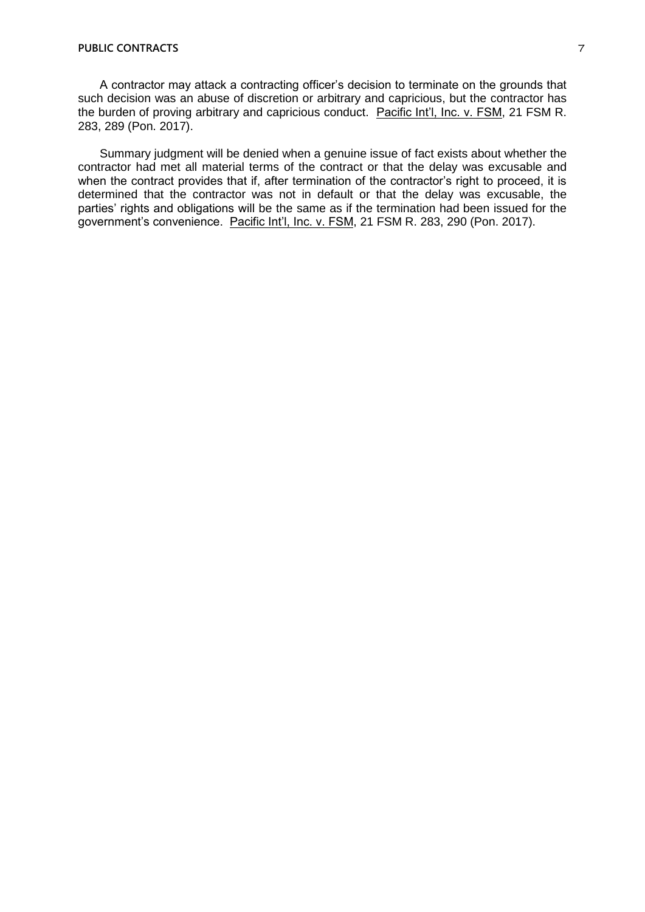A contractor may attack a contracting officer's decision to terminate on the grounds that such decision was an abuse of discretion or arbitrary and capricious, but the contractor has the burden of proving arbitrary and capricious conduct. Pacific Int'l, Inc. v. FSM, 21 FSM R. 283, 289 (Pon. 2017).

Summary judgment will be denied when a genuine issue of fact exists about whether the contractor had met all material terms of the contract or that the delay was excusable and when the contract provides that if, after termination of the contractor's right to proceed, it is determined that the contractor was not in default or that the delay was excusable, the parties' rights and obligations will be the same as if the termination had been issued for the government's convenience. Pacific Int'l, Inc. v. FSM, 21 FSM R. 283, 290 (Pon. 2017).